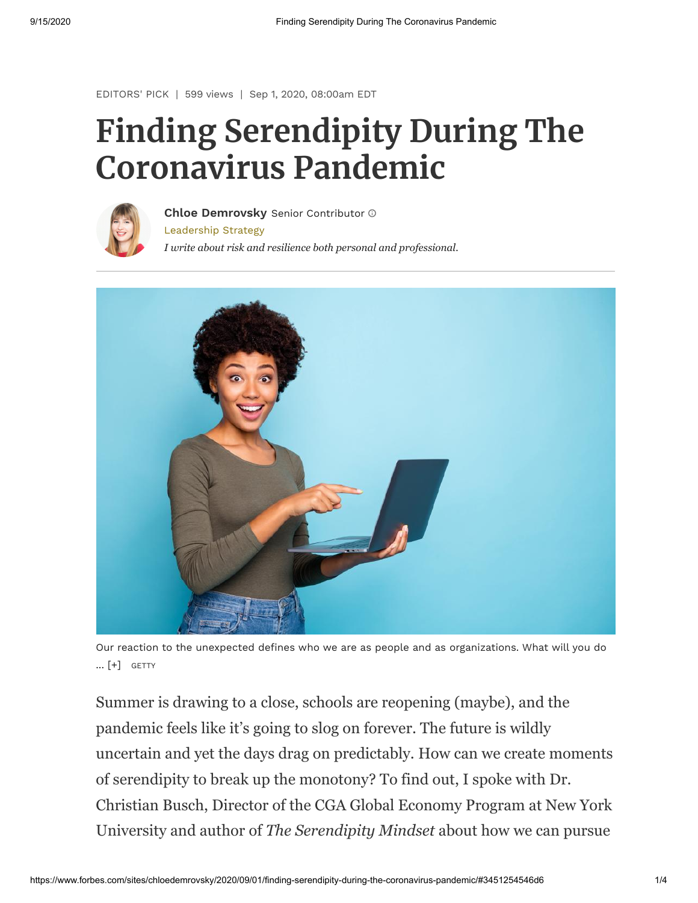EDITORS' PICK | 599 views | Sep 1, 2020, 08:00am EDT

# Finding Serendipity During The Coronavirus Pandemic

**Chloe Demrovsky** Senior Contributor

Leadership Strategy

*I write about risk and resilience both personal and professional.*

Our reaction to the unexpected defines who we are as people and as organizations. What will you do ... [+] GETTY

Summer is drawing to a close, schools are reopening (maybe), and the pandemic feels like it's going to slog on forever. The future is wildly uncertain and yet the days drag on predictably. How can we create moments of serendipity to break up the monotony? To find out, I spoke with Dr. Christian Busch, Director of the CGA Global Economy Program at New York University and author of *The Serendipity Mindset* about how we can pursue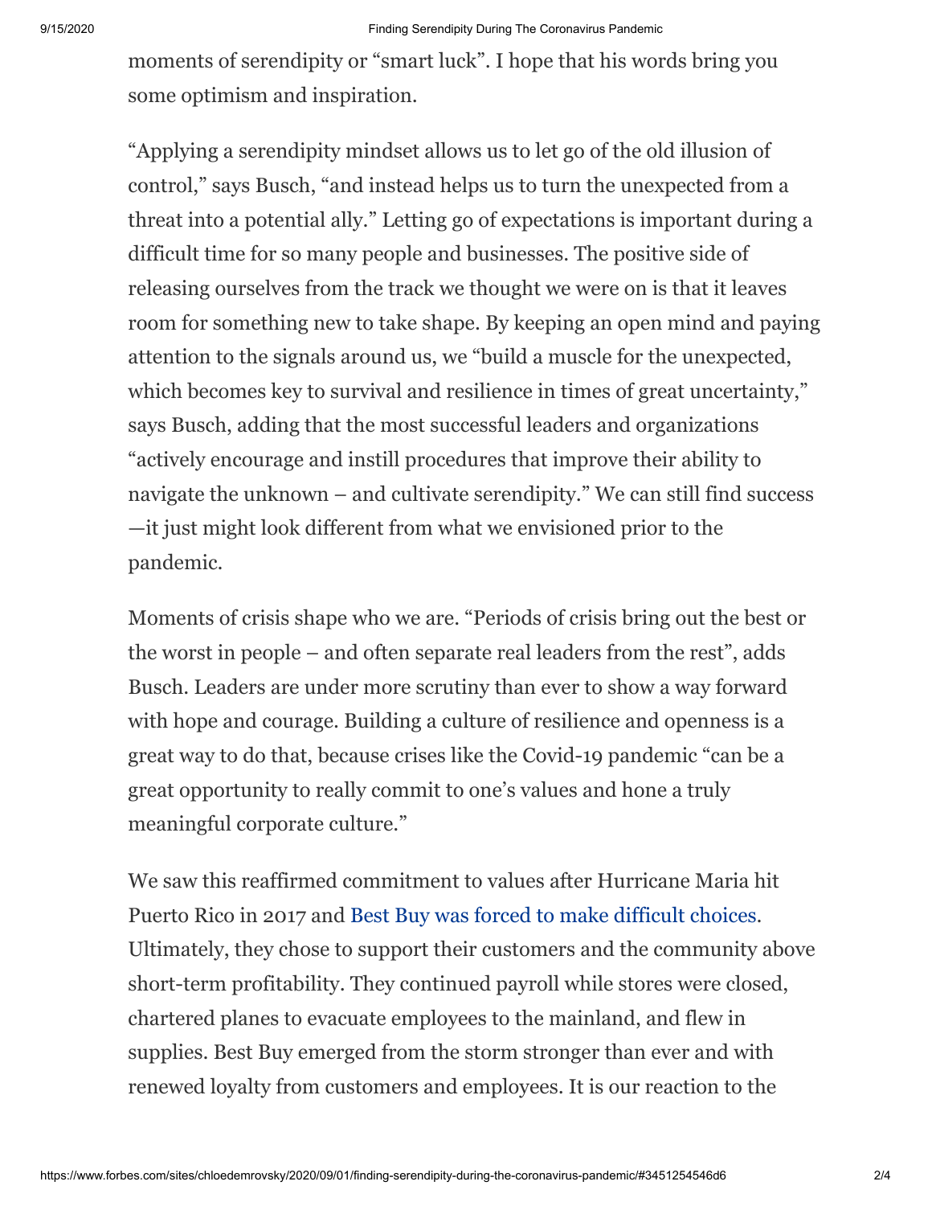moments of serendipity or "smart luck". I hope that his words bring you some optimism and inspiration.

"Applying a serendipity mindset allows us to let go of the old illusion of control," says Busch, "and instead helps us to turn the unexpected from a threat into a potential ally." Letting go of expectations is important during a difficult time for so many people and businesses. The positive side of releasing ourselves from the track we thought we were on is that it leaves room for something new to take shape. By keeping an open mind and paying attention to the signals around us, we "build a muscle for the unexpected, which becomes key to survival and resilience in times of great uncertainty," says Busch, adding that the most successful leaders and organizations "actively encourage and instill procedures that improve their ability to navigate the unknown – and cultivate serendipity." We can still find success —it just might look different from what we envisioned prior to the pandemic.

Moments of crisis shape who we are. "Periods of crisis bring out the best or the worst in people – and often separate real leaders from the rest", adds Busch. Leaders are under more scrutiny than ever to show a way forward with hope and courage. Building a culture of resilience and openness is a great way to do that, because crises like the Covid-19 pandemic "can be a great opportunity to really commit to one's values and hone a truly meaningful corporate culture."

We saw this reaffirmed commitment to values after Hurricane Maria hit Puerto Rico in 2017 and Best Buy was forced to make difficult choices. Ultimately, they chose to support their customers and the community above short-term profitability. They continued payroll while stores were closed, chartered planes to evacuate employees to the mainland, and flew in supplies. Best Buy emerged from the storm stronger than ever and with renewed loyalty from customers and employees. It is our reaction to the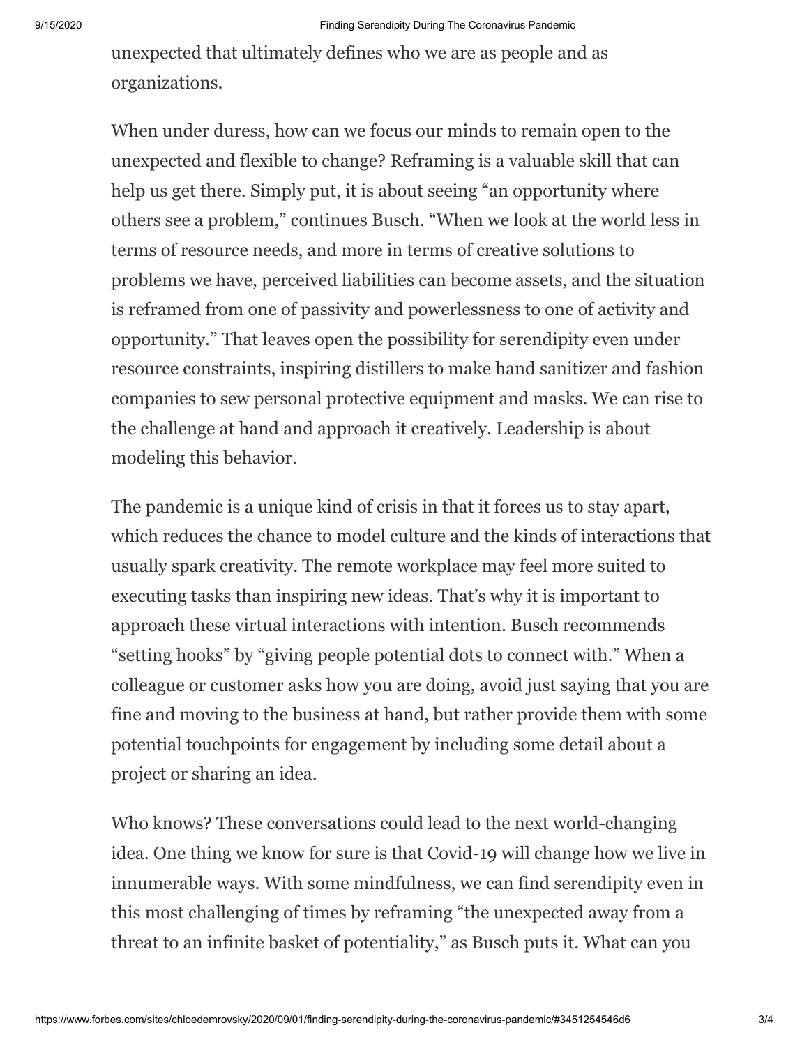unexpected that ultimately defines who we are as people and as organizations.

When under duress, how can we focus our minds to remain open to the unexpected and flexible to change? Reframing is a valuable skill that can help us get there. Simply put, it is about seeing "an opportunity where others see a problem," continues Busch. "When we look at the world less in terms of resource needs, and more in terms of creative solutions to problems we have, perceived liabilities can become assets, and the situation is reframed from one of passivity and powerlessness to one of activity and opportunity." That leaves open the possibility for serendipity even under resource constraints, inspiring distillers to make hand sanitizer and fashion companies to sew personal protective equipment and masks. We can rise to the challenge at hand and approach it creatively. Leadership is about modeling this behavior.

The pandemic is a unique kind of crisis in that it forces us to stay apart, which reduces the chance to model culture and the kinds of interactions that usually spark creativity. The remote workplace may feel more suited to executing tasks than inspiring new ideas. That's why it is important to approach these virtual interactions with intention. Busch recommends "setting hooks" by "giving people potential dots to connect with." When a colleague or customer asks how you are doing, avoid just saying that you are fine and moving to the business at hand, but rather provide them with some potential touchpoints for engagement by including some detail about a project or sharing an idea.

Who knows? These conversations could lead to the next world-changing idea. One thing we know for sure is that Covid-19 will change how we live in innumerable ways. With some mindfulness, we can find serendipity even in this most challenging of times by reframing "the unexpected away from a threat to an infinite basket of potentiality," as Busch puts it. What can you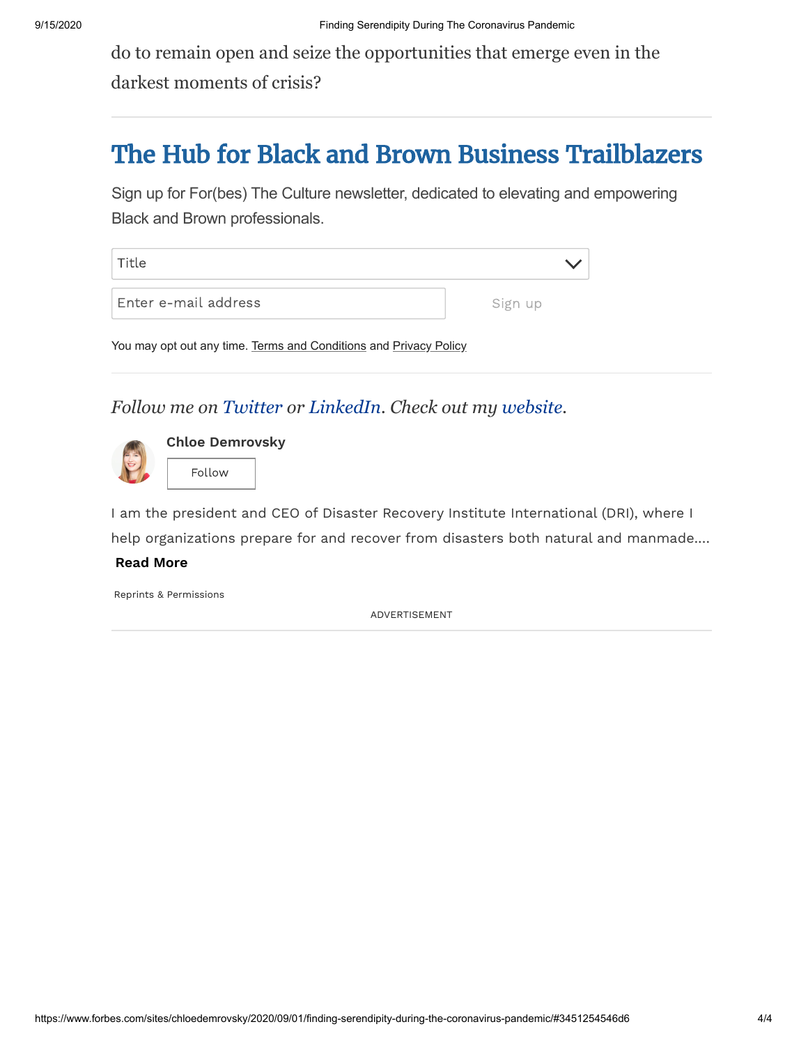do to remain open and seize the opportunities that emerge even in the darkest moments of crisis?

## The Hub for Black and Brown Business Trailblazers

Sign up for For(bes) The Culture newsletter, dedicated to elevating and empowering Black and Brown professionals.

Title

Enter e-mail address

Sign up

You may opt out any time. Terms and Conditions and Privacy Policy

*Follow me on Twitter or LinkedIn. Check out my website.*

**Chloe Demrovsky**

Follow

I am the president and CEO of Disaster Recovery Institute International (DRI), where I help organizations prepare for and recover from disasters both natural and manmade....

**Read More**

Reprints & Permissions

ADVERTISEMENT